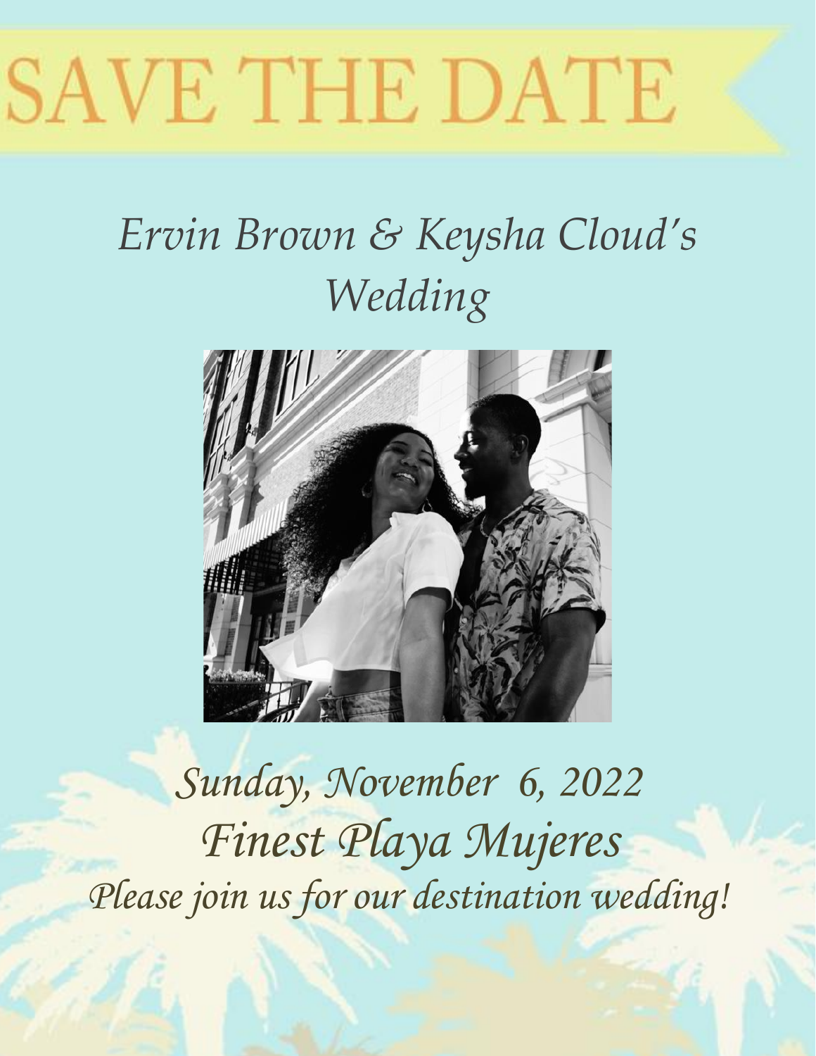# SAVE THE DATE

*Ervin Brown & Keysha Cloud's Wedding*

*Sunday, November 6, 2022*

*Finest Playa Mujeres*

*Please join us for our destination wedding!*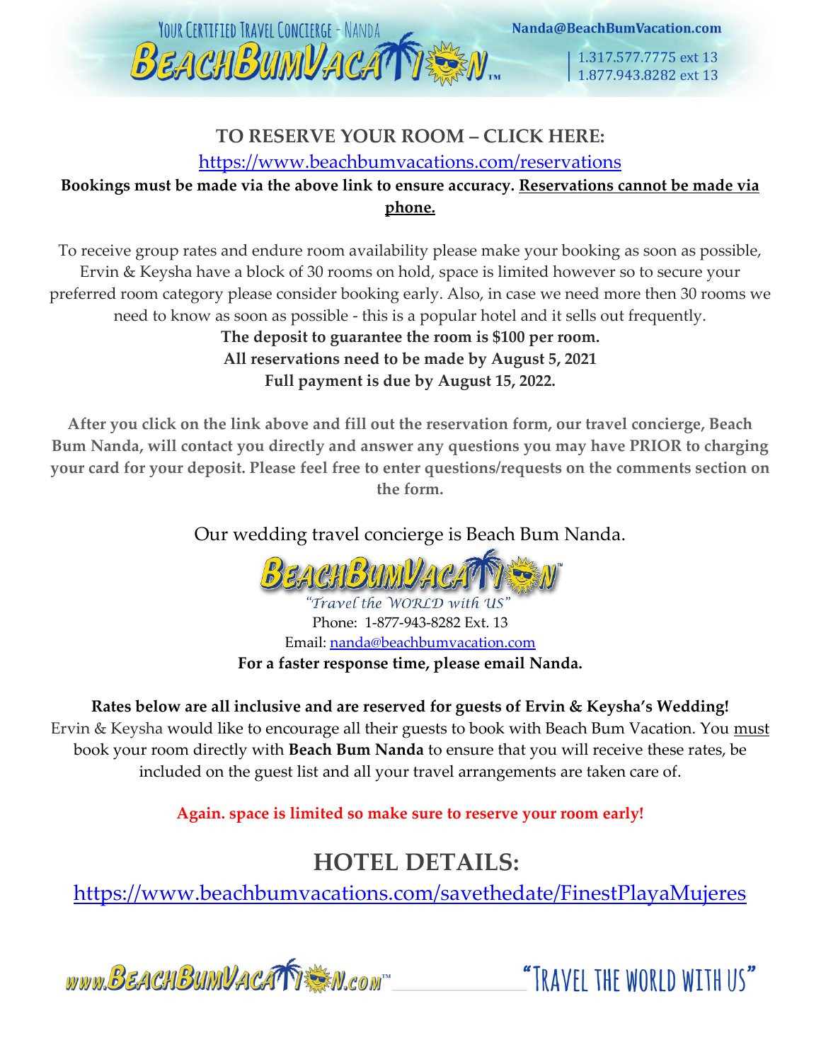## TO RESERVE YOUR ROOM – CLICK HERE:

https://www.beachbumvacations.com/reservations

**Bookings must be made via the above link to ensure accuracy. Reservations cannot be made via phone.**

To receive group rates and endure room availability please make your booking as soon as possible, Ervin & Keysha have a block of 30 rooms on hold, space is limited however so to secure your preferred room category please consider booking early. Also, in case we need more then 30 rooms we need to know as soon as possible - this is a popular hotel and it sells out frequently.

**The deposit to guarantee the room is $100 per room.**
**All reservations need to be made by August 5, 2021**
**Full payment is due by August 15, 2022.**

**After you click on the link above and fill out the reservation form, our travel concierge, Beach Bum Nanda, will contact you directly and answer any questions you may have PRIOR to charging your card for your deposit. Please feel free to enter questions/requests on the comments section on the form.**

Our wedding travel concierge is Beach Bum Nanda.

BeachBumVacation

*"Travel the WORLD with US"*

Phone: 1-877-943-8282 Ext. 13

Email: nanda@beachbumvacation.com

**For a faster response time, please email Nanda.**

**Rates below are all inclusive and are reserved for guests of Ervin & Keysha's Wedding!**
Ervin & Keysha would like to encourage all their guests to book with Beach Bum Vacation. You must book your room directly with **Beach Bum Nanda** to ensure that you will receive these rates, be included on the guest list and all your travel arrangements are taken care of.

**Again. space is limited so make sure to reserve your room early!**

# HOTEL DETAILS:

https://www.beachbumvacations.com/savethedate/FinestPlayaMujeres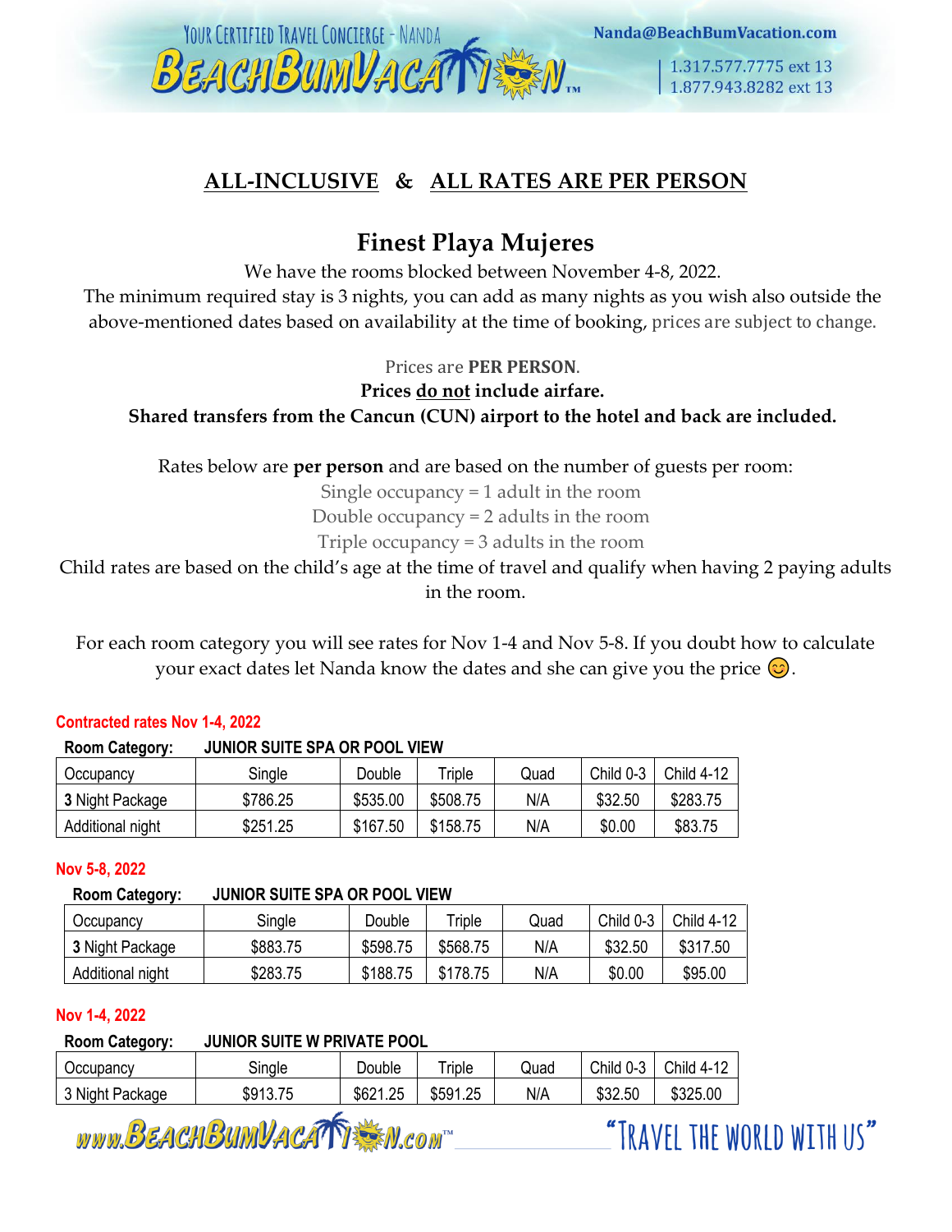## ALL-INCLUSIVE & ALL RATES ARE PER PERSON

# Finest Playa Mujeres

We have the rooms blocked between November 4-8, 2022.
The minimum required stay is 3 nights, you can add as many nights as you wish also outside the above-mentioned dates based on availability at the time of booking, prices are subject to change.

Prices are **PER PERSON**.
**Prices do not include airfare.**
**Shared transfers from the Cancun (CUN) airport to the hotel and back are included.**

Rates below are **per person** and are based on the number of guests per room:
Single occupancy = 1 adult in the room
Double occupancy = 2 adults in the room
Triple occupancy = 3 adults in the room
Child rates are based on the child's age at the time of travel and qualify when having 2 paying adults in the room.

For each room category you will see rates for Nov 1-4 and Nov 5-8. If you doubt how to calculate your exact dates let Nanda know the dates and she can give you the price 😊.

**Contracted rates Nov 1-4, 2022**

**Room Category: JUNIOR SUITE SPA OR POOL VIEW**

| Occupancy | Single | Double | Triple | Quad | Child 0-3 | Child 4-12 |
|---|---|---|---|---|---|---|
| **3** Night Package | $786.25 | $535.00 | $508.75 | N/A | $32.50 | $283.75 |
| Additional night | $251.25 | $167.50 | $158.75 | N/A | $0.00 | $83.75 |

**Nov 5-8, 2022**

**Room Category: JUNIOR SUITE SPA OR POOL VIEW**

| Occupancy | Single | Double | Triple | Quad | Child 0-3 | Child 4-12 |
|---|---|---|---|---|---|---|
| **3** Night Package | $883.75 | $598.75 | $568.75 | N/A | $32.50 | $317.50 |
| Additional night | $283.75 | $188.75 | $178.75 | N/A | $0.00 | $95.00 |

**Nov 1-4, 2022**

**Room Category: JUNIOR SUITE W PRIVATE POOL**

| Occupancy | Single | Double | Triple | Quad | Child 0-3 | Child 4-12 |
|---|---|---|---|---|---|---|
| 3 Night Package | $913.75 | $621.25 | $591.25 | N/A | $32.50 | $325.00 |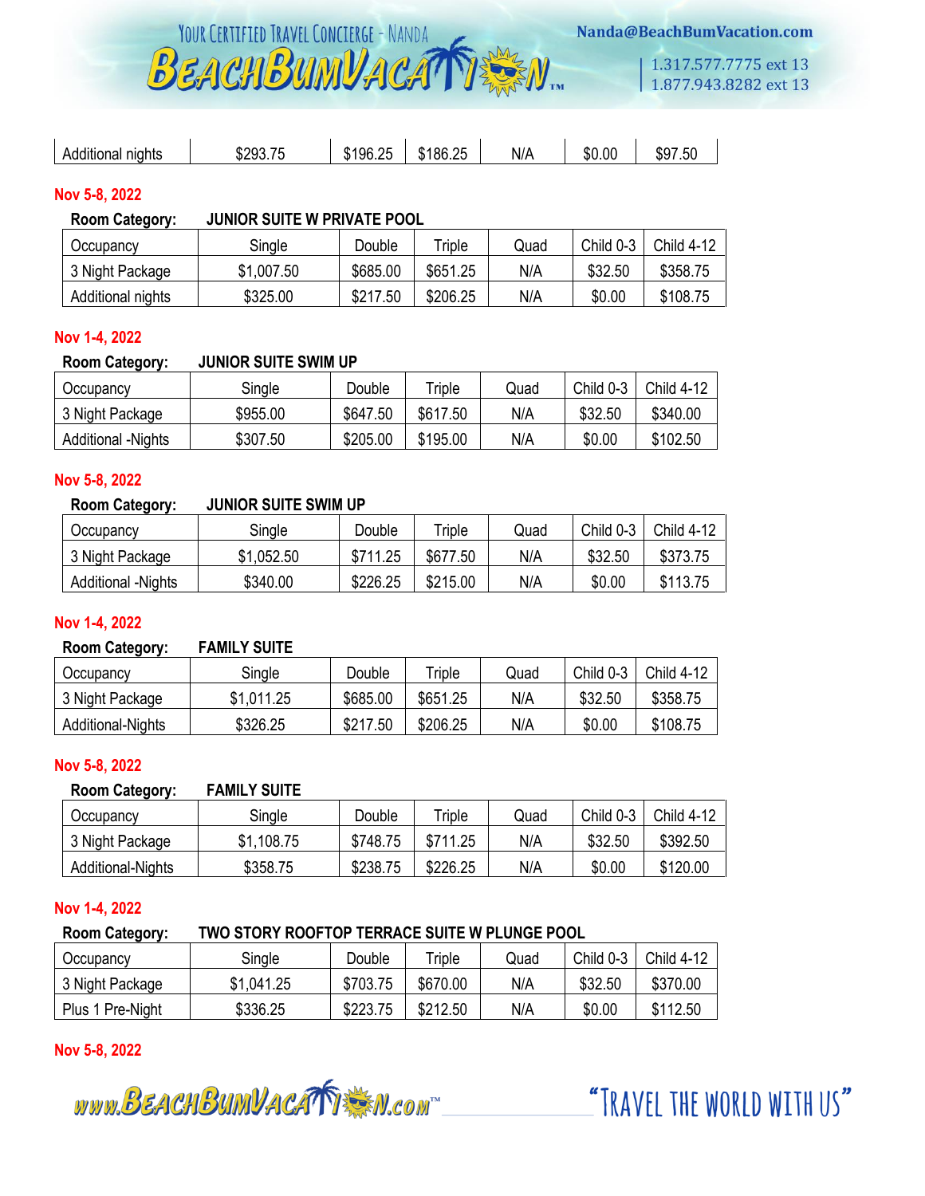| Additional nights | $293.75 | $196.25 | $186.25 | N/A | $0.00 | $97.50 |
|---|---|---|---|---|---|---|

**Nov 5-8, 2022**

**Room Category: JUNIOR SUITE W PRIVATE POOL**

| Occupancy | Single | Double | Triple | Quad | Child 0-3 | Child 4-12 |
|---|---|---|---|---|---|---|
| 3 Night Package | $1,007.50 | $685.00 | $651.25 | N/A | $32.50 | $358.75 |
| Additional nights | $325.00 | $217.50 | $206.25 | N/A | $0.00 | $108.75 |

**Nov 1-4, 2022**

**Room Category: JUNIOR SUITE SWIM UP**

| Occupancy | Single | Double | Triple | Quad | Child 0-3 | Child 4-12 |
|---|---|---|---|---|---|---|
| 3 Night Package | $955.00 | $647.50 | $617.50 | N/A | $32.50 | $340.00 |
| Additional -Nights | $307.50 | $205.00 | $195.00 | N/A | $0.00 | $102.50 |

**Nov 5-8, 2022**

**Room Category: JUNIOR SUITE SWIM UP**

| Occupancy | Single | Double | Triple | Quad | Child 0-3 | Child 4-12 |
|---|---|---|---|---|---|---|
| 3 Night Package | $1,052.50 | $711.25 | $677.50 | N/A | $32.50 | $373.75 |
| Additional -Nights | $340.00 | $226.25 | $215.00 | N/A | $0.00 | $113.75 |

**Nov 1-4, 2022**

**Room Category: FAMILY SUITE**

| Occupancy | Single | Double | Triple | Quad | Child 0-3 | Child 4-12 |
|---|---|---|---|---|---|---|
| 3 Night Package | $1,011.25 | $685.00 | $651.25 | N/A | $32.50 | $358.75 |
| Additional-Nights | $326.25 | $217.50 | $206.25 | N/A | $0.00 | $108.75 |

**Nov 5-8, 2022**

**Room Category: FAMILY SUITE**

| Occupancy | Single | Double | Triple | Quad | Child 0-3 | Child 4-12 |
|---|---|---|---|---|---|---|
| 3 Night Package | $1,108.75 | $748.75 | $711.25 | N/A | $32.50 | $392.50 |
| Additional-Nights | $358.75 | $238.75 | $226.25 | N/A | $0.00 | $120.00 |

**Nov 1-4, 2022**

**Room Category: TWO STORY ROOFTOP TERRACE SUITE W PLUNGE POOL**

| Occupancy | Single | Double | Triple | Quad | Child 0-3 | Child 4-12 |
|---|---|---|---|---|---|---|
| 3 Night Package | $1,041.25 | $703.75 | $670.00 | N/A | $32.50 | $370.00 |
| Plus 1 Pre-Night | $336.25 | $223.75 | $212.50 | N/A | $0.00 | $112.50 |

**Nov 5-8, 2022**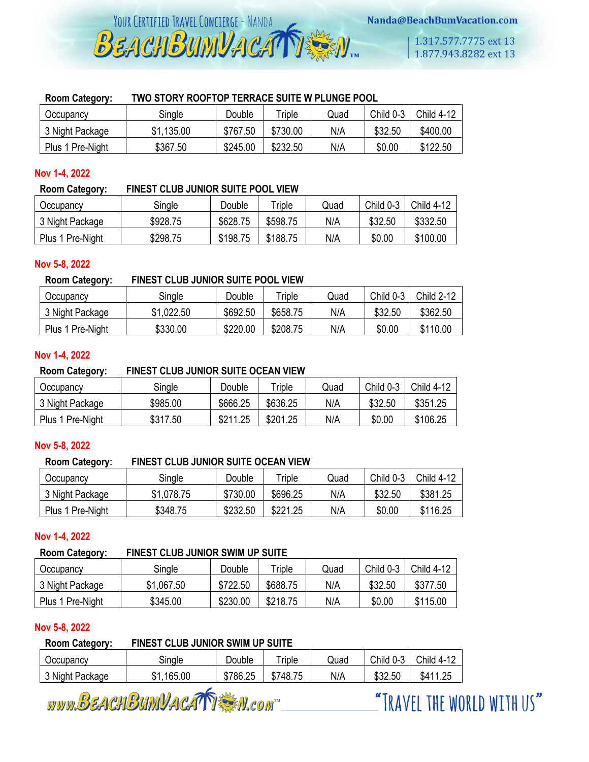**Room Category:** TWO STORY ROOFTOP TERRACE SUITE W PLUNGE POOL

| Occupancy | Single | Double | Triple | Quad | Child 0-3 | Child 4-12 |
|---|---|---|---|---|---|---|
| 3 Night Package | $1,135.00 | $767.50 | $730.00 | N/A | $32.50 | $400.00 |
| Plus 1 Pre-Night | $367.50 | $245.00 | $232.50 | N/A | $0.00 | $122.50 |

**Nov 1-4, 2022**

**Room Category:** FINEST CLUB JUNIOR SUITE POOL VIEW

| Occupancy | Single | Double | Triple | Quad | Child 0-3 | Child 4-12 |
|---|---|---|---|---|---|---|
| 3 Night Package | $928.75 | $628.75 | $598.75 | N/A | $32.50 | $332.50 |
| Plus 1 Pre-Night | $298.75 | $198.75 | $188.75 | N/A | $0.00 | $100.00 |

**Nov 5-8, 2022**

**Room Category:** FINEST CLUB JUNIOR SUITE POOL VIEW

| Occupancy | Single | Double | Triple | Quad | Child 0-3 | Child 2-12 |
|---|---|---|---|---|---|---|
| 3 Night Package | $1,022.50 | $692.50 | $658.75 | N/A | $32.50 | $362.50 |
| Plus 1 Pre-Night | $330.00 | $220.00 | $208.75 | N/A | $0.00 | $110.00 |

**Nov 1-4, 2022**

**Room Category:** FINEST CLUB JUNIOR SUITE OCEAN VIEW

| Occupancy | Single | Double | Triple | Quad | Child 0-3 | Child 4-12 |
|---|---|---|---|---|---|---|
| 3 Night Package | $985.00 | $666.25 | $636.25 | N/A | $32.50 | $351.25 |
| Plus 1 Pre-Night | $317.50 | $211.25 | $201.25 | N/A | $0.00 | $106.25 |

**Nov 5-8, 2022**

**Room Category:** FINEST CLUB JUNIOR SUITE OCEAN VIEW

| Occupancy | Single | Double | Triple | Quad | Child 0-3 | Child 4-12 |
|---|---|---|---|---|---|---|
| 3 Night Package | $1,078.75 | $730.00 | $696.25 | N/A | $32.50 | $381.25 |
| Plus 1 Pre-Night | $348.75 | $232.50 | $221.25 | N/A | $0.00 | $116.25 |

**Nov 1-4, 2022**

**Room Category:** FINEST CLUB JUNIOR SWIM UP SUITE

| Occupancy | Single | Double | Triple | Quad | Child 0-3 | Child 4-12 |
|---|---|---|---|---|---|---|
| 3 Night Package | $1,067.50 | $722.50 | $688.75 | N/A | $32.50 | $377.50 |
| Plus 1 Pre-Night | $345.00 | $230.00 | $218.75 | N/A | $0.00 | $115.00 |

**Nov 5-8, 2022**

**Room Category:** FINEST CLUB JUNIOR SWIM UP SUITE

| Occupancy | Single | Double | Triple | Quad | Child 0-3 | Child 4-12 |
|---|---|---|---|---|---|---|
| 3 Night Package | $1,165.00 | $786.25 | $748.75 | N/A | $32.50 | $411.25 |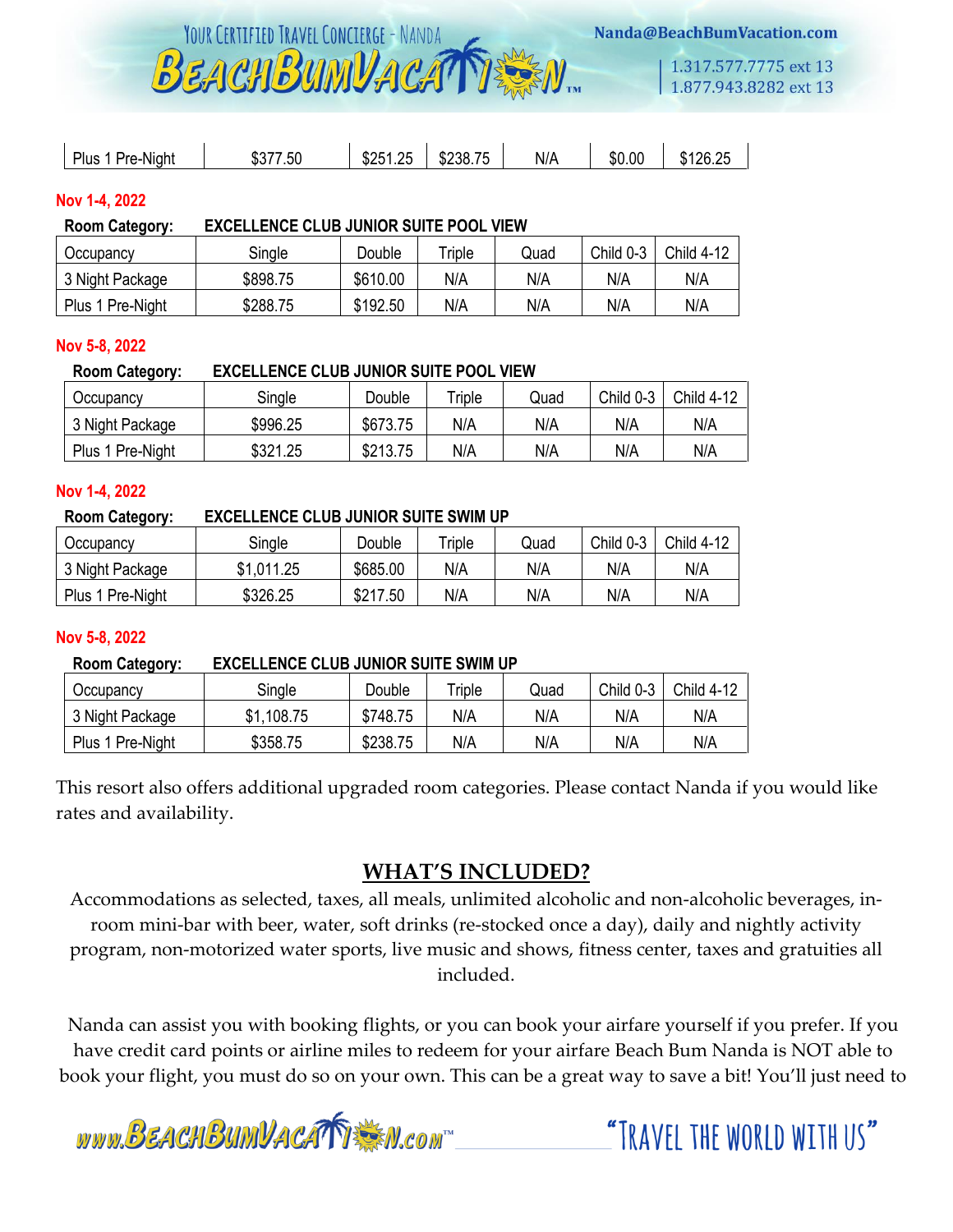| Plus 1 Pre-Night | $377.50 | $251.25 | $238.75 | N/A | $0.00 | $126.25 |
|---|---|---|---|---|---|---|

**Nov 1-4, 2022**

**Room Category: EXCELLENCE CLUB JUNIOR SUITE POOL VIEW**

| Occupancy | Single | Double | Triple | Quad | Child 0-3 | Child 4-12 |
|---|---|---|---|---|---|---|
| 3 Night Package | $898.75 | $610.00 | N/A | N/A | N/A | N/A |
| Plus 1 Pre-Night | $288.75 | $192.50 | N/A | N/A | N/A | N/A |

**Nov 5-8, 2022**

**Room Category: EXCELLENCE CLUB JUNIOR SUITE POOL VIEW**

| Occupancy | Single | Double | Triple | Quad | Child 0-3 | Child 4-12 |
|---|---|---|---|---|---|---|
| 3 Night Package | $996.25 | $673.75 | N/A | N/A | N/A | N/A |
| Plus 1 Pre-Night | $321.25 | $213.75 | N/A | N/A | N/A | N/A |

**Nov 1-4, 2022**

**Room Category: EXCELLENCE CLUB JUNIOR SUITE SWIM UP**

| Occupancy | Single | Double | Triple | Quad | Child 0-3 | Child 4-12 |
|---|---|---|---|---|---|---|
| 3 Night Package | $1,011.25 | $685.00 | N/A | N/A | N/A | N/A |
| Plus 1 Pre-Night | $326.25 | $217.50 | N/A | N/A | N/A | N/A |

**Nov 5-8, 2022**

**Room Category: EXCELLENCE CLUB JUNIOR SUITE SWIM UP**

| Occupancy | Single | Double | Triple | Quad | Child 0-3 | Child 4-12 |
|---|---|---|---|---|---|---|
| 3 Night Package | $1,108.75 | $748.75 | N/A | N/A | N/A | N/A |
| Plus 1 Pre-Night | $358.75 | $238.75 | N/A | N/A | N/A | N/A |

This resort also offers additional upgraded room categories. Please contact Nanda if you would like rates and availability.

## WHAT'S INCLUDED?

Accommodations as selected, taxes, all meals, unlimited alcoholic and non-alcoholic beverages, in-room mini-bar with beer, water, soft drinks (re-stocked once a day), daily and nightly activity program, non-motorized water sports, live music and shows, fitness center, taxes and gratuities all included.

Nanda can assist you with booking flights, or you can book your airfare yourself if you prefer. If you have credit card points or airline miles to redeem for your airfare Beach Bum Nanda is NOT able to book your flight, you must do so on your own. This can be a great way to save a bit! You'll just need to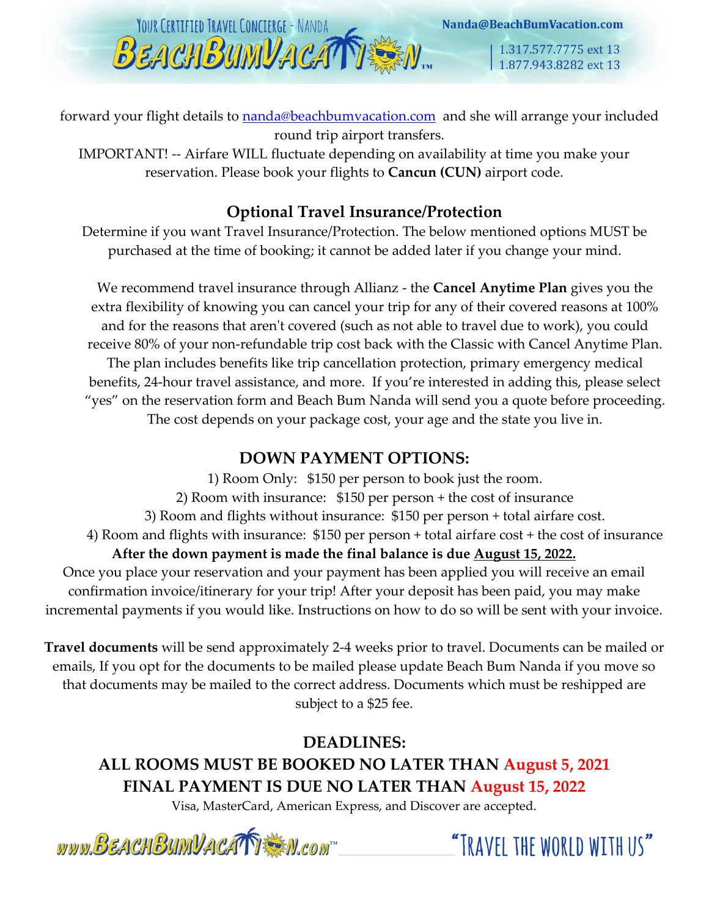forward your flight details to [nanda@beachbumvacation.com](mailto:nanda@beachbumvacation.com) and she will arrange your included round trip airport transfers.

IMPORTANT! -- Airfare WILL fluctuate depending on availability at time you make your reservation. Please book your flights to **Cancun (CUN)** airport code.

## Optional Travel Insurance/Protection

Determine if you want Travel Insurance/Protection. The below mentioned options MUST be purchased at the time of booking; it cannot be added later if you change your mind.

We recommend travel insurance through Allianz - the **Cancel Anytime Plan** gives you the extra flexibility of knowing you can cancel your trip for any of their covered reasons at 100% and for the reasons that aren't covered (such as not able to travel due to work), you could receive 80% of your non-refundable trip cost back with the Classic with Cancel Anytime Plan. The plan includes benefits like trip cancellation protection, primary emergency medical benefits, 24-hour travel assistance, and more. If you're interested in adding this, please select "yes" on the reservation form and Beach Bum Nanda will send you a quote before proceeding. The cost depends on your package cost, your age and the state you live in.

## DOWN PAYMENT OPTIONS:

1) Room Only: $150 per person to book just the room.
2) Room with insurance: $150 per person + the cost of insurance
3) Room and flights without insurance: $150 per person + total airfare cost.
4) Room and flights with insurance: $150 per person + total airfare cost + the cost of insurance

**After the down payment is made the final balance is due August 15, 2022.**

Once you place your reservation and your payment has been applied you will receive an email confirmation invoice/itinerary for your trip! After your deposit has been paid, you may make incremental payments if you would like. Instructions on how to do so will be sent with your invoice.

**Travel documents** will be send approximately 2-4 weeks prior to travel. Documents can be mailed or emails, If you opt for the documents to be mailed please update Beach Bum Nanda if you move so that documents may be mailed to the correct address. Documents which must be reshipped are subject to a $25 fee.

## DEADLINES:

**ALL ROOMS MUST BE BOOKED NO LATER THAN August 5, 2021**

**FINAL PAYMENT IS DUE NO LATER THAN August 15, 2022**

Visa, MasterCard, American Express, and Discover are accepted.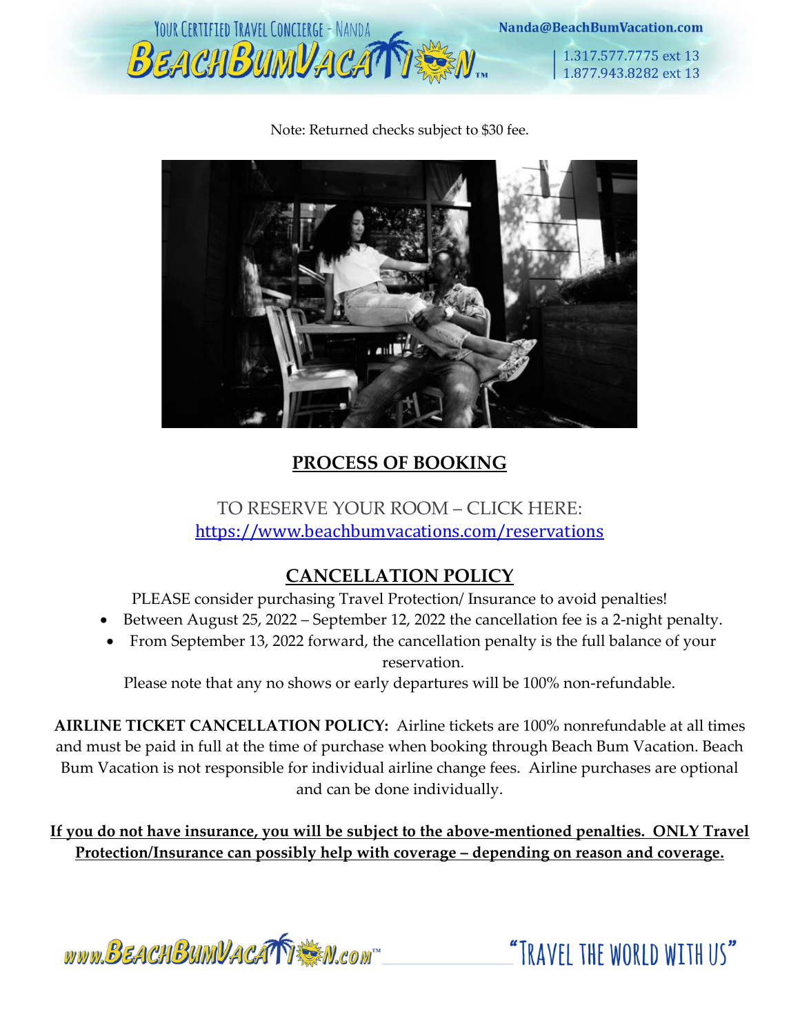Note: Returned checks subject to $30 fee.

## PROCESS OF BOOKING

TO RESERVE YOUR ROOM – CLICK HERE:
https://www.beachbumvacations.com/reservations

## CANCELLATION POLICY

PLEASE consider purchasing Travel Protection/ Insurance to avoid penalties!

- Between August 25, 2022 – September 12, 2022 the cancellation fee is a 2-night penalty.
- From September 13, 2022 forward, the cancellation penalty is the full balance of your reservation.

Please note that any no shows or early departures will be 100% non-refundable.

**AIRLINE TICKET CANCELLATION POLICY:** Airline tickets are 100% nonrefundable at all times and must be paid in full at the time of purchase when booking through Beach Bum Vacation. Beach Bum Vacation is not responsible for individual airline change fees. Airline purchases are optional and can be done individually.

**If you do not have insurance, you will be subject to the above-mentioned penalties. ONLY Travel Protection/Insurance can possibly help with coverage – depending on reason and coverage.**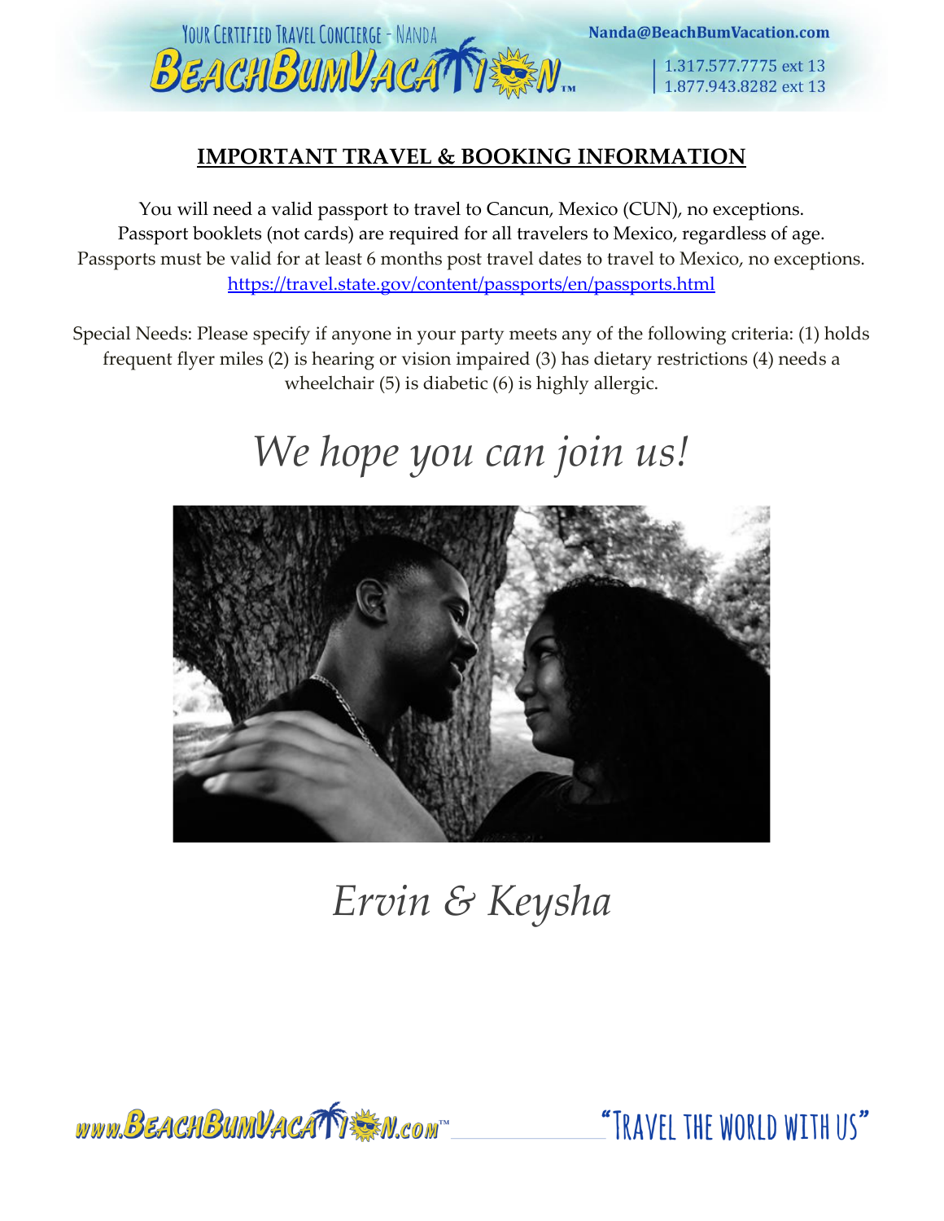## IMPORTANT TRAVEL & BOOKING INFORMATION

You will need a valid passport to travel to Cancun, Mexico (CUN), no exceptions.
Passport booklets (not cards) are required for all travelers to Mexico, regardless of age.
Passports must be valid for at least 6 months post travel dates to travel to Mexico, no exceptions.
https://travel.state.gov/content/passports/en/passports.html

Special Needs: Please specify if anyone in your party meets any of the following criteria: (1) holds frequent flyer miles (2) is hearing or vision impaired (3) has dietary restrictions (4) needs a wheelchair (5) is diabetic (6) is highly allergic.

*We hope you can join us!*

*Ervin & Keysha*